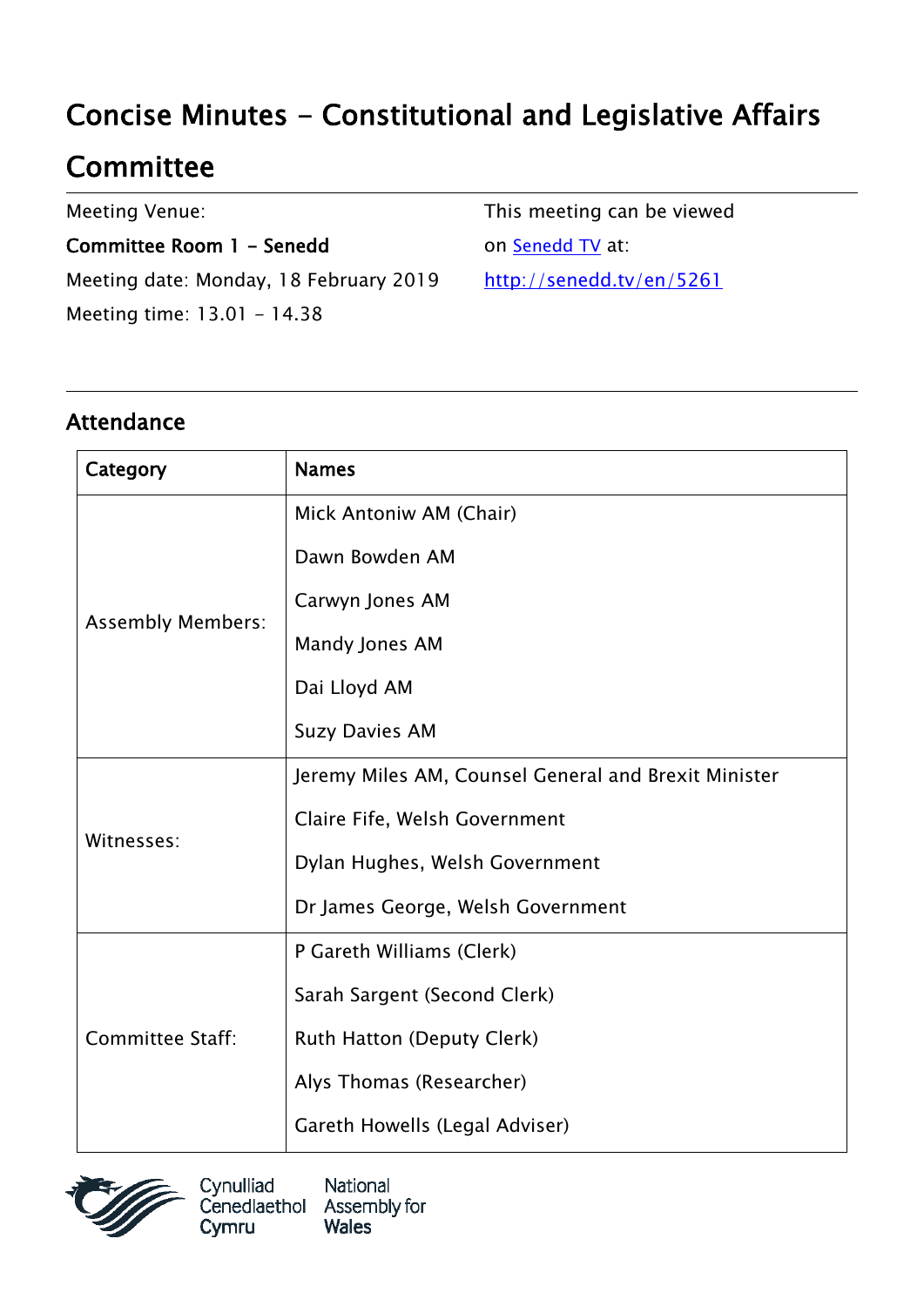# Concise Minutes - Constitutional and Legislative Affairs Committee

Meeting Venue:

**Committee Room 1 - Senedd**

Meeting date: Monday, 18 February 2019

Meeting time: 13.01 - 14.38

This meeting can be viewed on [Senedd TV](http://senedd.tv/en/5261) at:

http://senedd.tv/en/5261

## Attendance

| Category | Names |
|---|---|
| Assembly Members: | Mick Antoniw AM (Chair)<br>Dawn Bowden AM<br>Carwyn Jones AM<br>Mandy Jones AM<br>Dai Lloyd AM<br>Suzy Davies AM |
| Witnesses: | Jeremy Miles AM, Counsel General and Brexit Minister<br>Claire Fife, Welsh Government<br>Dylan Hughes, Welsh Government<br>Dr James George, Welsh Government |
| Committee Staff: | P Gareth Williams (Clerk)<br>Sarah Sargent (Second Clerk)<br>Ruth Hatton (Deputy Clerk)<br>Alys Thomas (Researcher)<br>Gareth Howells (Legal Adviser) |

Cynulliad Cenedlaethol Cymru | National Assembly for Wales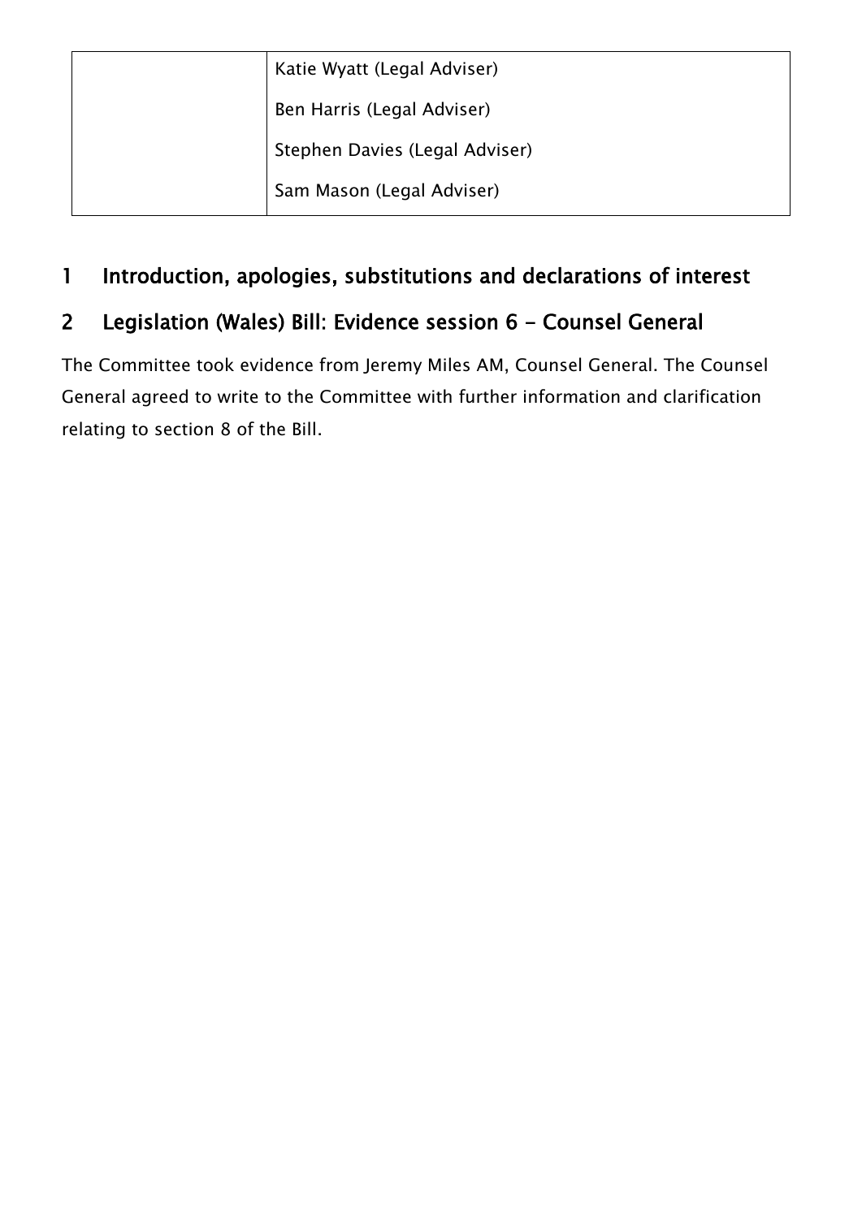|  |  |
|---|---|
|  | Katie Wyatt (Legal Adviser)<br>Ben Harris (Legal Adviser)<br>Stephen Davies (Legal Adviser)<br>Sam Mason (Legal Adviser) |

## 1 Introduction, apologies, substitutions and declarations of interest

## 2 Legislation (Wales) Bill: Evidence session 6 - Counsel General

The Committee took evidence from Jeremy Miles AM, Counsel General. The Counsel General agreed to write to the Committee with further information and clarification relating to section 8 of the Bill.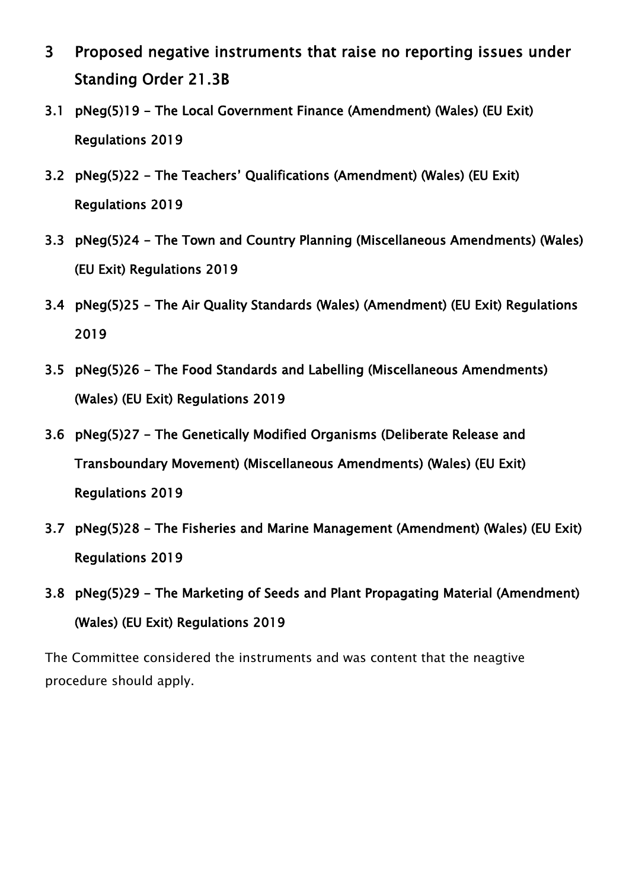## 3 Proposed negative instruments that raise no reporting issues under Standing Order 21.3B

### 3.1 pNeg(5)19 – The Local Government Finance (Amendment) (Wales) (EU Exit) Regulations 2019

### 3.2 pNeg(5)22 – The Teachers' Qualifications (Amendment) (Wales) (EU Exit) Regulations 2019

### 3.3 pNeg(5)24 – The Town and Country Planning (Miscellaneous Amendments) (Wales) (EU Exit) Regulations 2019

### 3.4 pNeg(5)25 – The Air Quality Standards (Wales) (Amendment) (EU Exit) Regulations 2019

### 3.5 pNeg(5)26 – The Food Standards and Labelling (Miscellaneous Amendments) (Wales) (EU Exit) Regulations 2019

### 3.6 pNeg(5)27 – The Genetically Modified Organisms (Deliberate Release and Transboundary Movement) (Miscellaneous Amendments) (Wales) (EU Exit) Regulations 2019

### 3.7 pNeg(5)28 – The Fisheries and Marine Management (Amendment) (Wales) (EU Exit) Regulations 2019

### 3.8 pNeg(5)29 – The Marketing of Seeds and Plant Propagating Material (Amendment) (Wales) (EU Exit) Regulations 2019

The Committee considered the instruments and was content that the neagtive procedure should apply.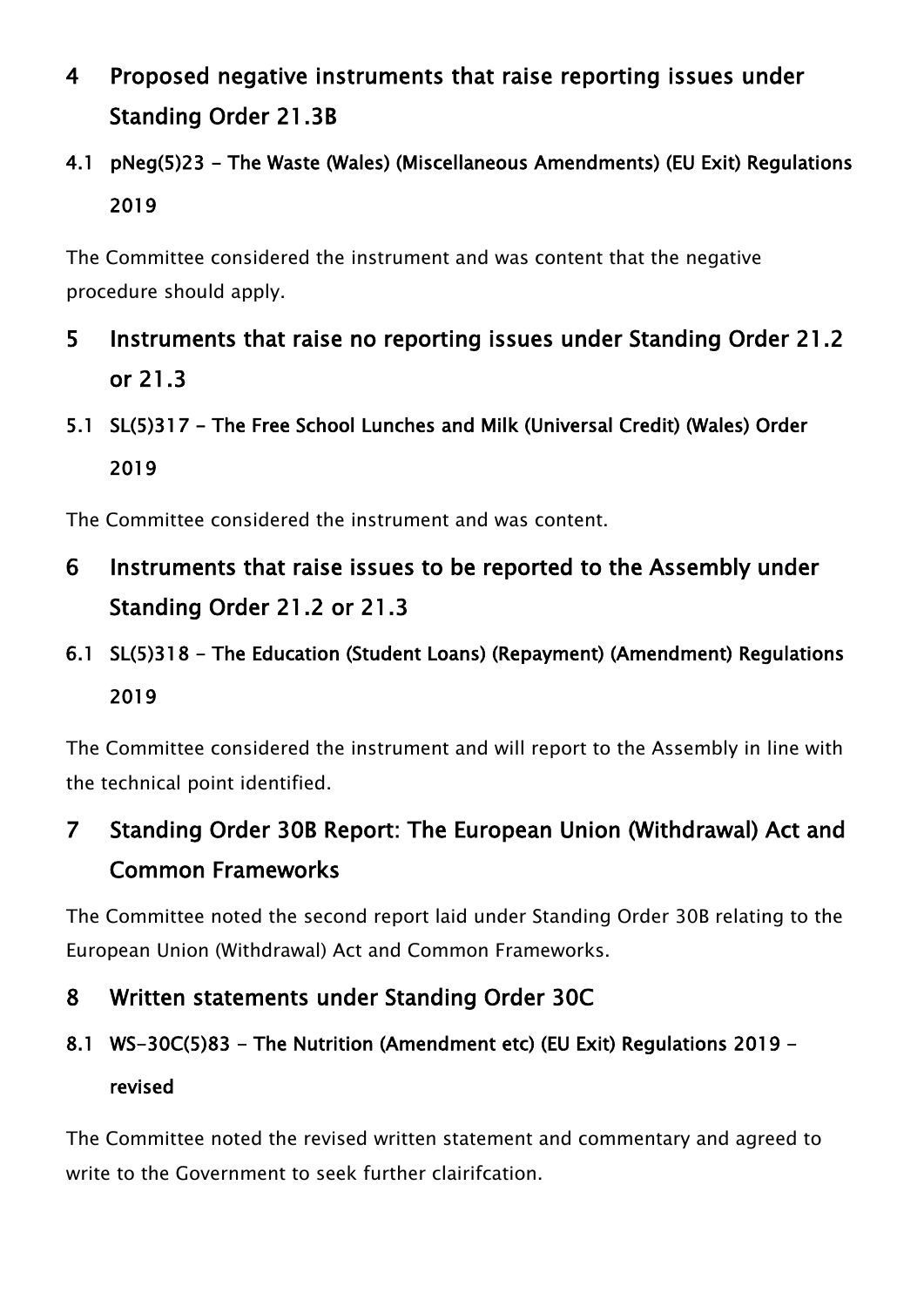## 4 Proposed negative instruments that raise reporting issues under Standing Order 21.3B

### 4.1 pNeg(5)23 - The Waste (Wales) (Miscellaneous Amendments) (EU Exit) Regulations 2019

The Committee considered the instrument and was content that the negative procedure should apply.

## 5 Instruments that raise no reporting issues under Standing Order 21.2 or 21.3

### 5.1 SL(5)317 - The Free School Lunches and Milk (Universal Credit) (Wales) Order 2019

The Committee considered the instrument and was content.

## 6 Instruments that raise issues to be reported to the Assembly under Standing Order 21.2 or 21.3

### 6.1 SL(5)318 - The Education (Student Loans) (Repayment) (Amendment) Regulations 2019

The Committee considered the instrument and will report to the Assembly in line with the technical point identified.

## 7 Standing Order 30B Report: The European Union (Withdrawal) Act and Common Frameworks

The Committee noted the second report laid under Standing Order 30B relating to the European Union (Withdrawal) Act and Common Frameworks.

## 8 Written statements under Standing Order 30C

### 8.1 WS-30C(5)83 - The Nutrition (Amendment etc) (EU Exit) Regulations 2019 - revised

The Committee noted the revised written statement and commentary and agreed to write to the Government to seek further clairifcation.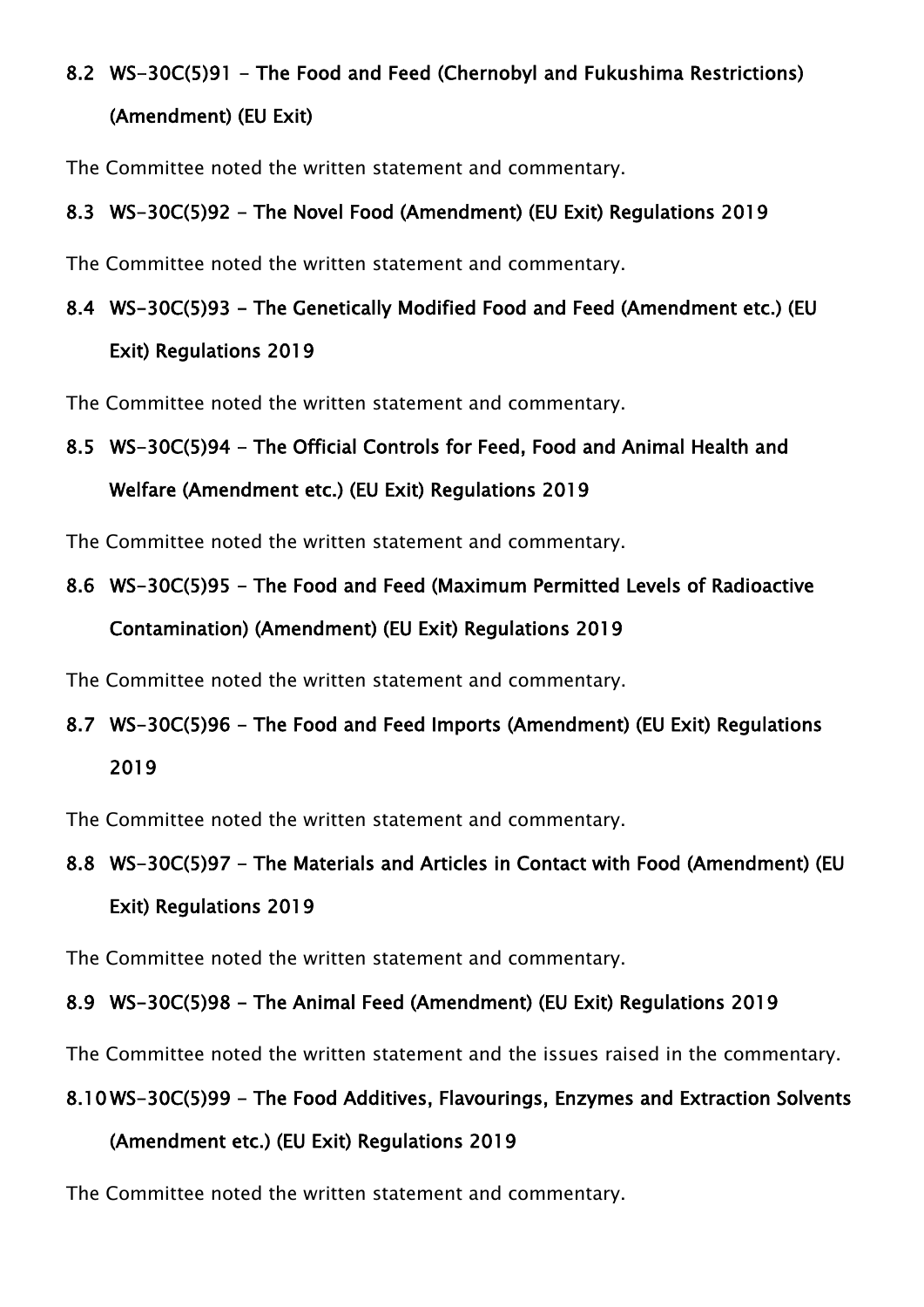### 8.2 WS-30C(5)91 - The Food and Feed (Chernobyl and Fukushima Restrictions) (Amendment) (EU Exit)

The Committee noted the written statement and commentary.

### 8.3 WS-30C(5)92 - The Novel Food (Amendment) (EU Exit) Regulations 2019

The Committee noted the written statement and commentary.

### 8.4 WS-30C(5)93 - The Genetically Modified Food and Feed (Amendment etc.) (EU Exit) Regulations 2019

The Committee noted the written statement and commentary.

### 8.5 WS-30C(5)94 - The Official Controls for Feed, Food and Animal Health and Welfare (Amendment etc.) (EU Exit) Regulations 2019

The Committee noted the written statement and commentary.

### 8.6 WS-30C(5)95 - The Food and Feed (Maximum Permitted Levels of Radioactive Contamination) (Amendment) (EU Exit) Regulations 2019

The Committee noted the written statement and commentary.

### 8.7 WS-30C(5)96 - The Food and Feed Imports (Amendment) (EU Exit) Regulations 2019

The Committee noted the written statement and commentary.

### 8.8 WS-30C(5)97 - The Materials and Articles in Contact with Food (Amendment) (EU Exit) Regulations 2019

The Committee noted the written statement and commentary.

### 8.9 WS-30C(5)98 - The Animal Feed (Amendment) (EU Exit) Regulations 2019

The Committee noted the written statement and the issues raised in the commentary.

### 8.10 WS-30C(5)99 - The Food Additives, Flavourings, Enzymes and Extraction Solvents (Amendment etc.) (EU Exit) Regulations 2019

The Committee noted the written statement and commentary.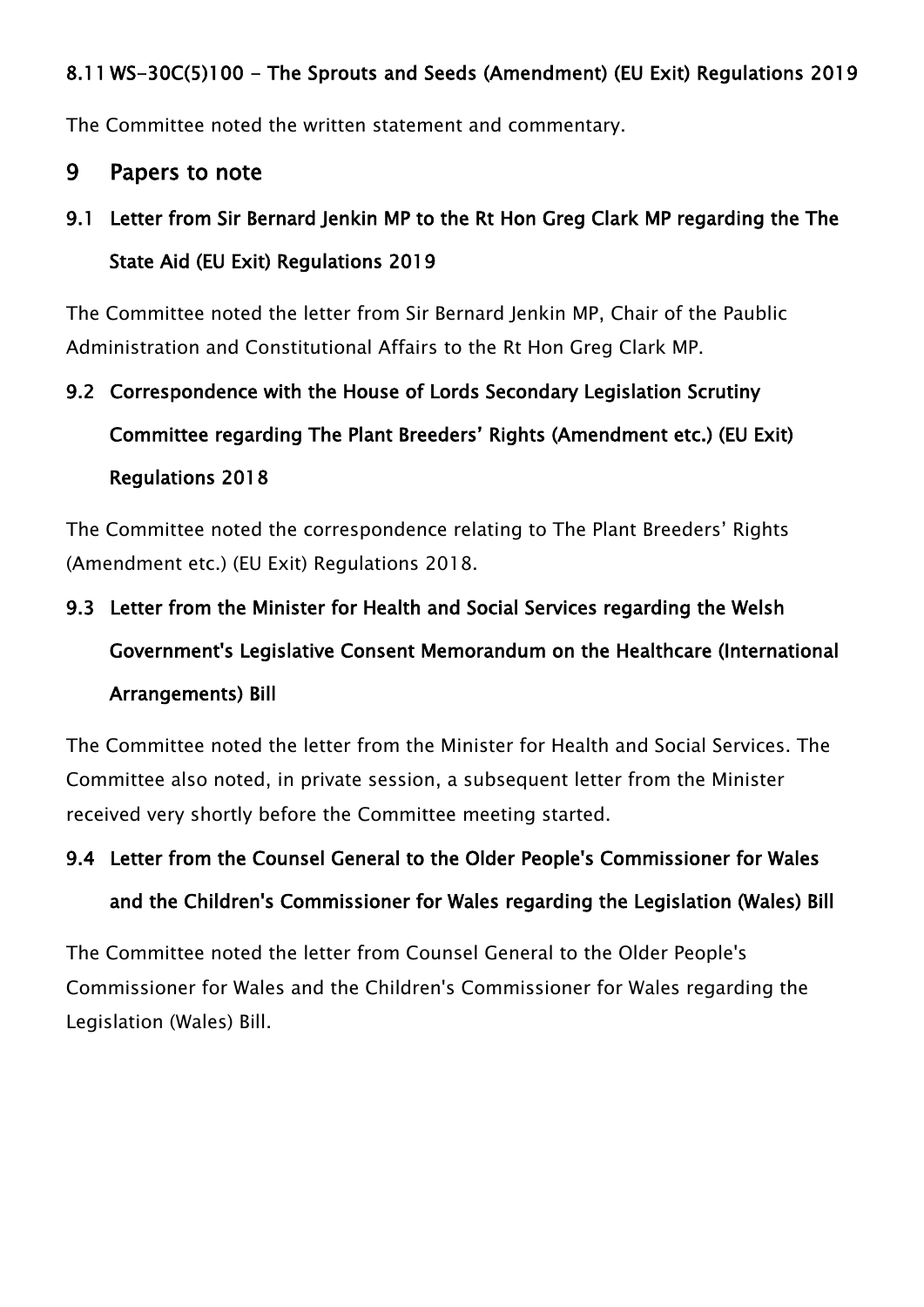### 8.11 WS-30C(5)100 - The Sprouts and Seeds (Amendment) (EU Exit) Regulations 2019

The Committee noted the written statement and commentary.

## 9 Papers to note

### 9.1 Letter from Sir Bernard Jenkin MP to the Rt Hon Greg Clark MP regarding the The State Aid (EU Exit) Regulations 2019

The Committee noted the letter from Sir Bernard Jenkin MP, Chair of the Paublic Administration and Constitutional Affairs to the Rt Hon Greg Clark MP.

### 9.2 Correspondence with the House of Lords Secondary Legislation Scrutiny Committee regarding The Plant Breeders' Rights (Amendment etc.) (EU Exit) Regulations 2018

The Committee noted the correspondence relating to The Plant Breeders' Rights (Amendment etc.) (EU Exit) Regulations 2018.

### 9.3 Letter from the Minister for Health and Social Services regarding the Welsh Government's Legislative Consent Memorandum on the Healthcare (International Arrangements) Bill

The Committee noted the letter from the Minister for Health and Social Services. The Committee also noted, in private session, a subsequent letter from the Minister received very shortly before the Committee meeting started.

### 9.4 Letter from the Counsel General to the Older People's Commissioner for Wales and the Children's Commissioner for Wales regarding the Legislation (Wales) Bill

The Committee noted the letter from Counsel General to the Older People's Commissioner for Wales and the Children's Commissioner for Wales regarding the Legislation (Wales) Bill.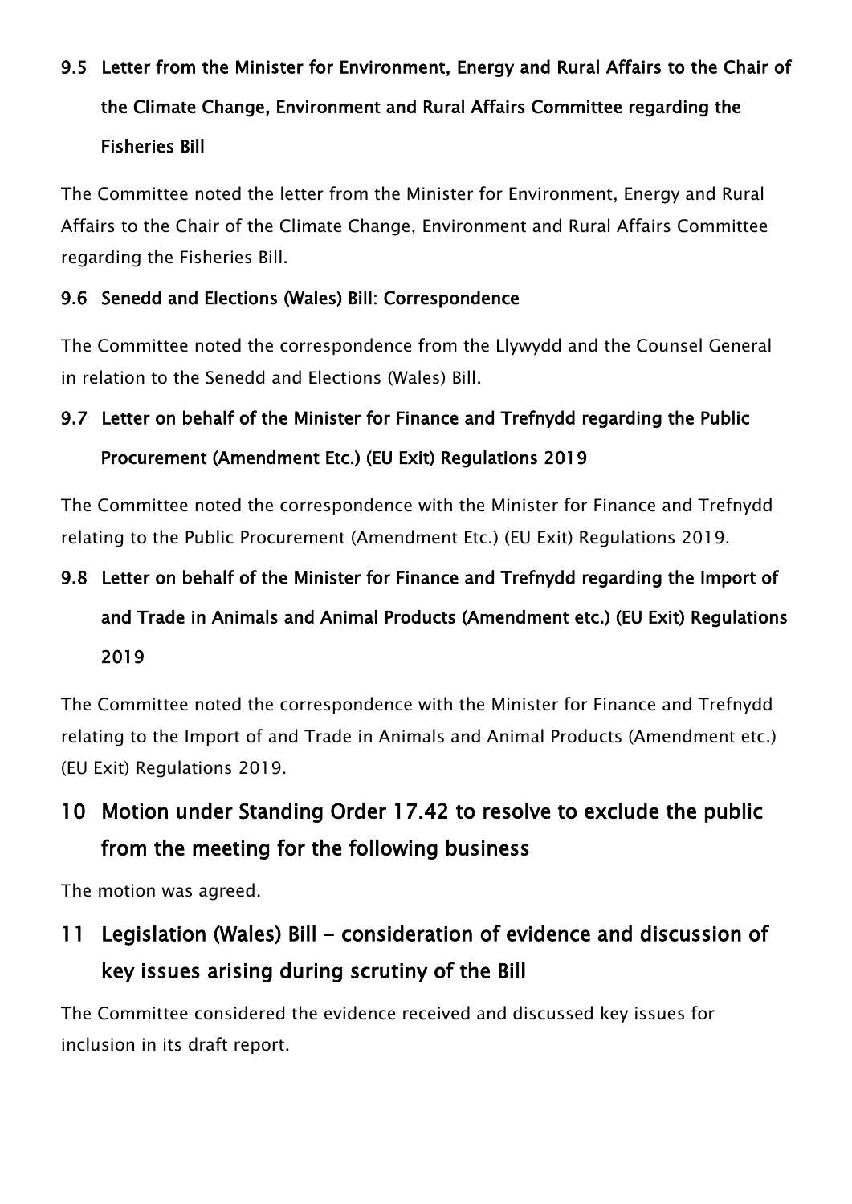### 9.5 Letter from the Minister for Environment, Energy and Rural Affairs to the Chair of the Climate Change, Environment and Rural Affairs Committee regarding the Fisheries Bill

The Committee noted the letter from the Minister for Environment, Energy and Rural Affairs to the Chair of the Climate Change, Environment and Rural Affairs Committee regarding the Fisheries Bill.

### 9.6 Senedd and Elections (Wales) Bill: Correspondence

The Committee noted the correspondence from the Llywydd and the Counsel General in relation to the Senedd and Elections (Wales) Bill.

### 9.7 Letter on behalf of the Minister for Finance and Trefnydd regarding the Public Procurement (Amendment Etc.) (EU Exit) Regulations 2019

The Committee noted the correspondence with the Minister for Finance and Trefnydd relating to the Public Procurement (Amendment Etc.) (EU Exit) Regulations 2019.

### 9.8 Letter on behalf of the Minister for Finance and Trefnydd regarding the Import of and Trade in Animals and Animal Products (Amendment etc.) (EU Exit) Regulations 2019

The Committee noted the correspondence with the Minister for Finance and Trefnydd relating to the Import of and Trade in Animals and Animal Products (Amendment etc.) (EU Exit) Regulations 2019.

## 10 Motion under Standing Order 17.42 to resolve to exclude the public from the meeting for the following business

The motion was agreed.

## 11 Legislation (Wales) Bill - consideration of evidence and discussion of key issues arising during scrutiny of the Bill

The Committee considered the evidence received and discussed key issues for inclusion in its draft report.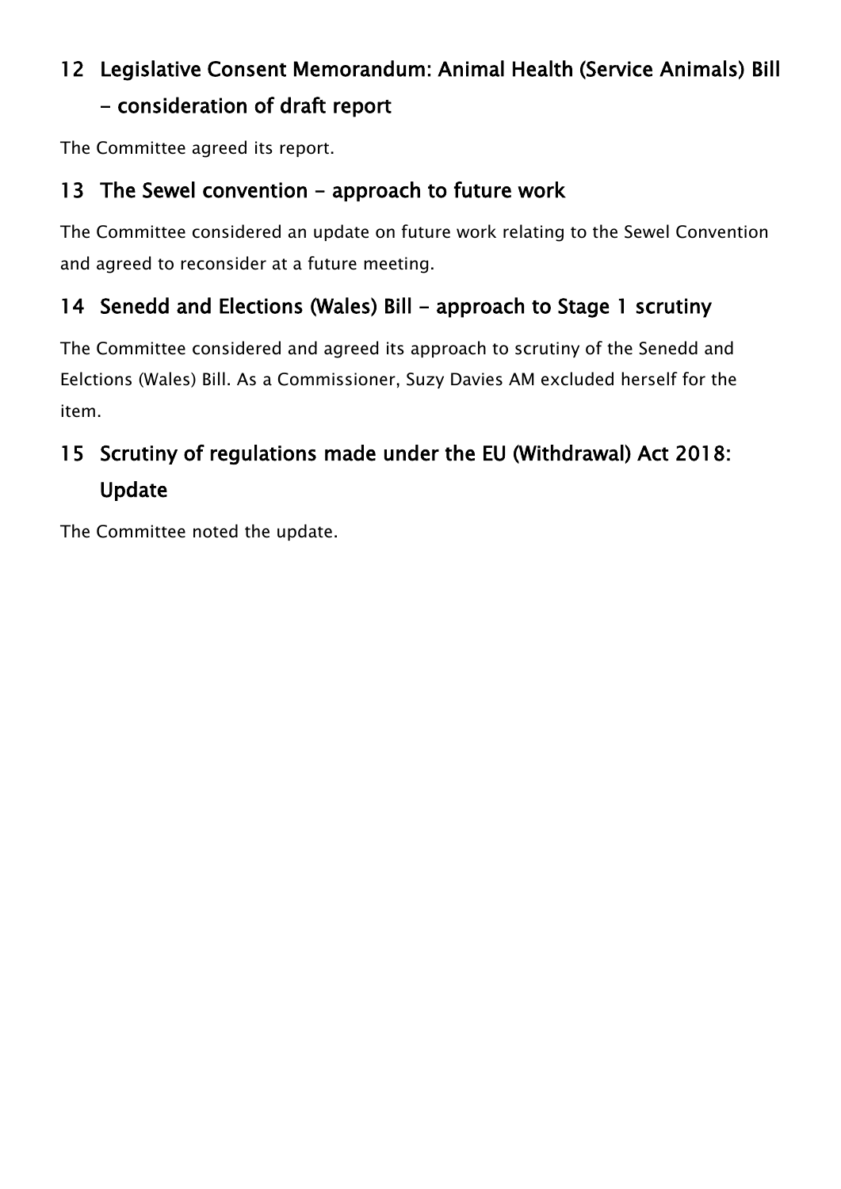## 12 Legislative Consent Memorandum: Animal Health (Service Animals) Bill – consideration of draft report

The Committee agreed its report.

## 13 The Sewel convention – approach to future work

The Committee considered an update on future work relating to the Sewel Convention and agreed to reconsider at a future meeting.

## 14 Senedd and Elections (Wales) Bill – approach to Stage 1 scrutiny

The Committee considered and agreed its approach to scrutiny of the Senedd and Eelctions (Wales) Bill. As a Commissioner, Suzy Davies AM excluded herself for the item.

## 15 Scrutiny of regulations made under the EU (Withdrawal) Act 2018: Update

The Committee noted the update.